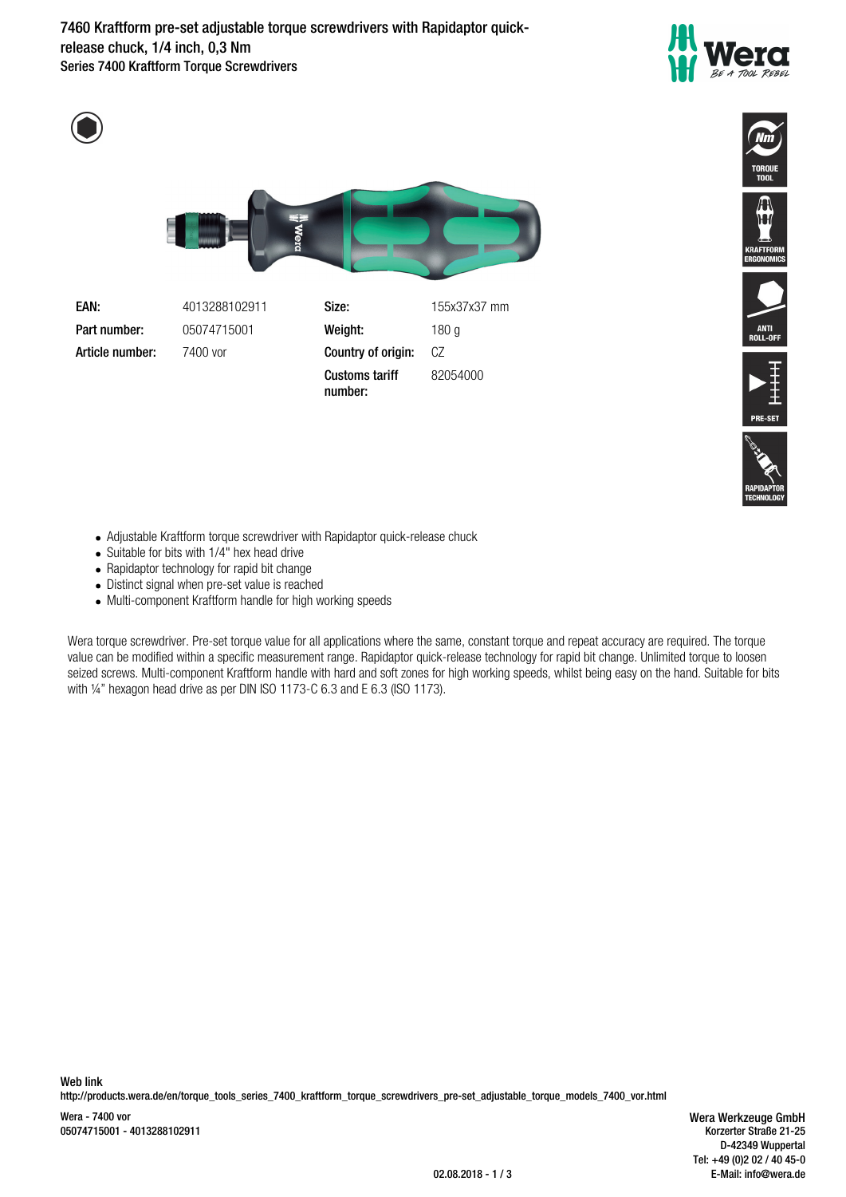# 7460 Kraftform pre-set adjustable torque screwdrivers with Rapidaptor quick-release chuck, 1/4 inch, 0,3 Nm

Series 7400 Kraftform Torque Screwdrivers

| | | | |
|---|---|---|---|
| **EAN:** | 4013288102911 | **Size:** | 155x37x37 mm |
| **Part number:** | 05074715001 | **Weight:** | 180 g |
| **Article number:** | 7400 vor | **Country of origin:** | CZ |
| | | **Customs tariff number:** | 82054000 |

TORQUE TOOL

KRAFTFORM ERGONOMICS

ANTI ROLL-OFF

PRE-SET

RAPIDAPTOR TECHNOLOGY

- Adjustable Kraftform torque screwdriver with Rapidaptor quick-release chuck
- Suitable for bits with 1/4" hex head drive
- Rapidaptor technology for rapid bit change
- Distinct signal when pre-set value is reached
- Multi-component Kraftform handle for high working speeds

Wera torque screwdriver. Pre-set torque value for all applications where the same, constant torque and repeat accuracy are required. The torque value can be modified within a specific measurement range. Rapidaptor quick-release technology for rapid bit change. Unlimited torque to loosen seized screws. Multi-component Kraftform handle with hard and soft zones for high working speeds, whilst being easy on the hand. Suitable for bits with ¼" hexagon head drive as per DIN ISO 1173-C 6.3 and E 6.3 (ISO 1173).

**Web link**
http://products.wera.de/en/torque_tools_series_7400_kraftform_torque_screwdrivers_pre-set_adjustable_torque_models_7400_vor.html

Wera - 7400 vor
05074715001 - 4013288102911

**Wera Werkzeuge GmbH**
Korzerter Straße 21-25
D-42349 Wuppertal
Tel: +49 (0)2 02 / 40 45-0
E-Mail: info@wera.de

02.08.2018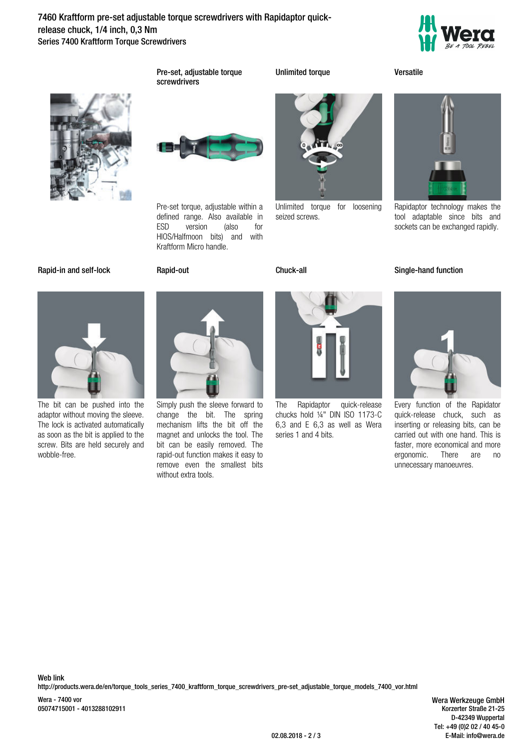# 7460 Kraftform pre-set adjustable torque screwdrivers with Rapidaptor quick-release chuck, 1/4 inch, 0,3 Nm

Series 7400 Kraftform Torque Screwdrivers

### Pre-set, adjustable torque screwdrivers

Pre-set torque, adjustable within a defined range. Also available in ESD version (also for HIOS/Halfmoon bits) and with Kraftform Micro handle.

### Unlimited torque

Unlimited torque for loosening seized screws.

### Versatile

Rapidaptor technology makes the tool adaptable since bits and sockets can be exchanged rapidly.

### Rapid-in and self-lock

The bit can be pushed into the adaptor without moving the sleeve. The lock is activated automatically as soon as the bit is applied to the screw. Bits are held securely and wobble-free.

### Rapid-out

Simply push the sleeve forward to change the bit. The spring mechanism lifts the bit off the magnet and unlocks the tool. The bit can be easily removed. The rapid-out function makes it easy to remove even the smallest bits without extra tools.

### Chuck-all

The Rapidaptor quick-release chucks hold ¼" DIN ISO 1173-C 6,3 and E 6,3 as well as Wera series 1 and 4 bits.

### Single-hand function

Every function of the Rapidator quick-release chuck, such as inserting or releasing bits, can be carried out with one hand. This is faster, more economical and more ergonomic. There are no unnecessary manoeuvres.

**Web link**

http://products.wera.de/en/torque_tools_series_7400_kraftform_torque_screwdrivers_pre-set_adjustable_torque_models_7400_vor.html

Wera - 7400 vor
05074715001 - 4013288102911

Wera Werkzeuge GmbH
Korzerter Straße 21-25
D-42349 Wuppertal
Tel: +49 (0)2 02 / 40 45-0
E-Mail: info@wera.de

02.08.2018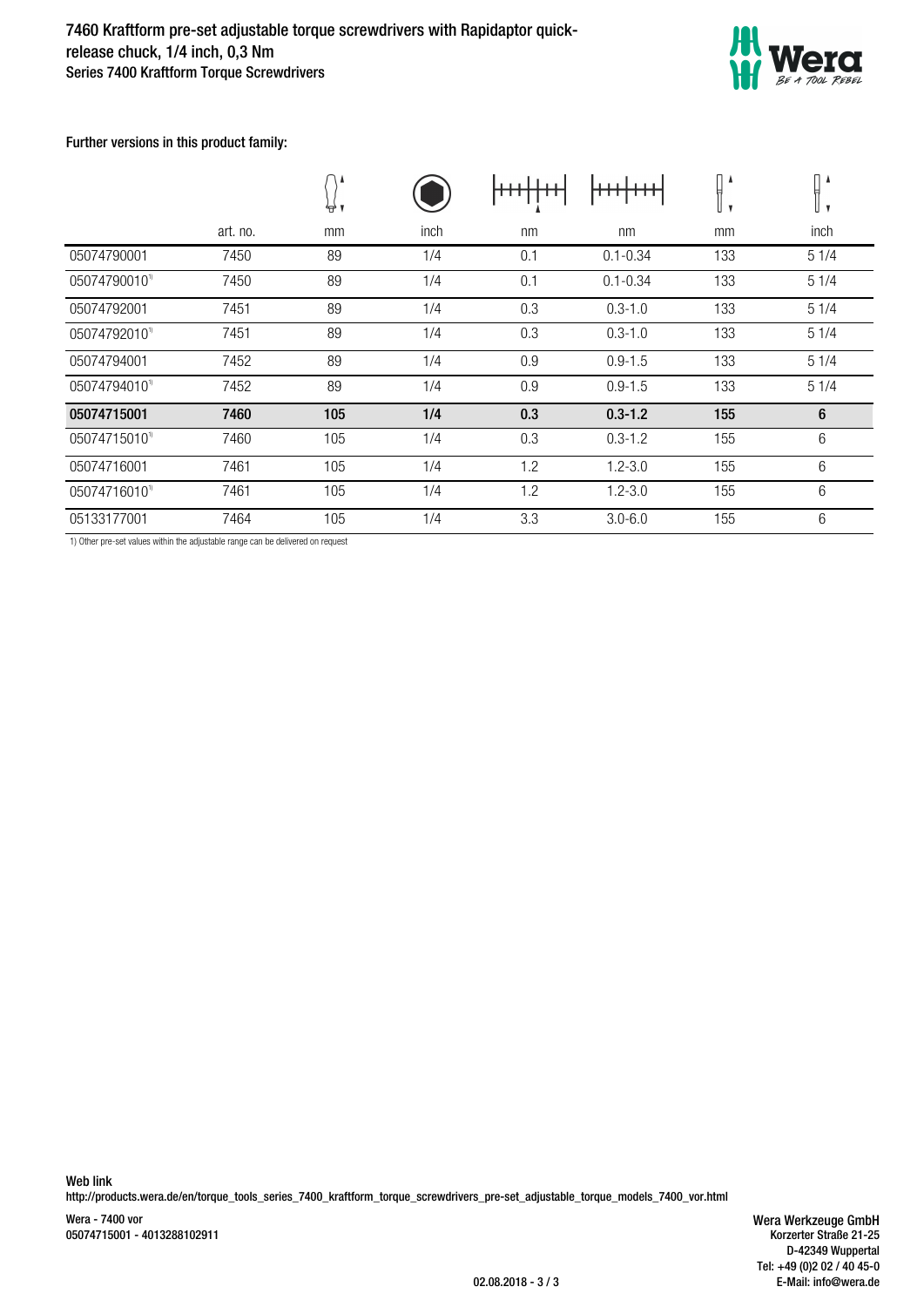# 7460 Kraftform pre-set adjustable torque screwdrivers with Rapidaptor quick-release chuck, 1/4 inch, 0,3 Nm

Series 7400 Kraftform Torque Screwdrivers

Further versions in this product family:

| | | | | | | | |
|---|---|---|---|---|---|---|---|
| | art. no. | mm | inch | nm | nm | mm | inch |
| 05074790001 | 7450 | 89 | 1/4 | 0.1 | 0.1-0.34 | 133 | 5 1/4 |
| 05074790010[1] | 7450 | 89 | 1/4 | 0.1 | 0.1-0.34 | 133 | 5 1/4 |
| 05074792001 | 7451 | 89 | 1/4 | 0.3 | 0.3-1.0 | 133 | 5 1/4 |
| 05074792010[1] | 7451 | 89 | 1/4 | 0.3 | 0.3-1.0 | 133 | 5 1/4 |
| 05074794001 | 7452 | 89 | 1/4 | 0.9 | 0.9-1.5 | 133 | 5 1/4 |
| 05074794010[1] | 7452 | 89 | 1/4 | 0.9 | 0.9-1.5 | 133 | 5 1/4 |
| **05074715001** | **7460** | **105** | **1/4** | **0.3** | **0.3-1.2** | **155** | **6** |
| 05074715010[1] | 7460 | 105 | 1/4 | 0.3 | 0.3-1.2 | 155 | 6 |
| 05074716001 | 7461 | 105 | 1/4 | 1.2 | 1.2-3.0 | 155 | 6 |
| 05074716010[1] | 7461 | 105 | 1/4 | 1.2 | 1.2-3.0 | 155 | 6 |
| 05133177001 | 7464 | 105 | 1/4 | 3.3 | 3.0-6.0 | 155 | 6 |

1) Other pre-set values within the adjustable range can be delivered on request

Web link
http://products.wera.de/en/torque_tools_series_7400_kraftform_torque_screwdrivers_pre-set_adjustable_torque_models_7400_vor.html

Wera - 7400 vor
05074715001 - 4013288102911

Wera Werkzeuge GmbH
Korzerter Straße 21-25
D-42349 Wuppertal
Tel: +49 (0)2 02 / 40 45-0
E-Mail: info@wera.de

02.08.2018